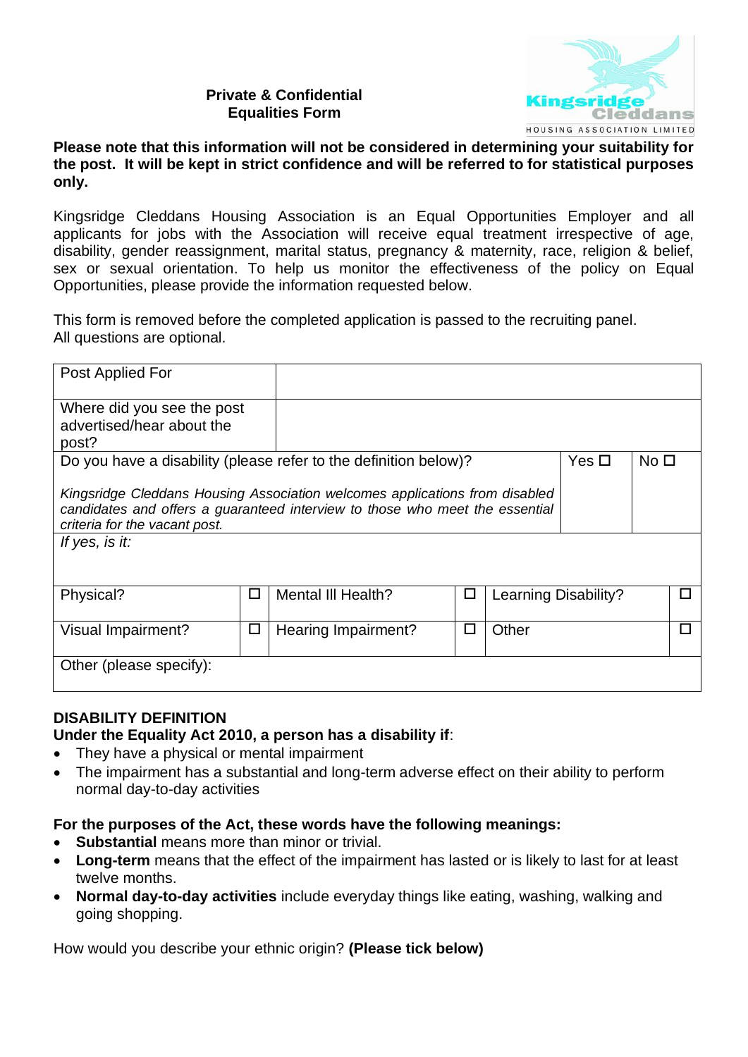**Private & Confidential**
**Equalities Form**

Kingsridge Cleddans HOUSING ASSOCIATION LIMITED

**Please note that this information will not be considered in determining your suitability for the post. It will be kept in strict confidence and will be referred to for statistical purposes only.**

Kingsridge Cleddans Housing Association is an Equal Opportunities Employer and all applicants for jobs with the Association will receive equal treatment irrespective of age, disability, gender reassignment, marital status, pregnancy & maternity, race, religion & belief, sex or sexual orientation. To help us monitor the effectiveness of the policy on Equal Opportunities, please provide the information requested below.

This form is removed before the completed application is passed to the recruiting panel.
All questions are optional.

| Post Applied For | | | | | |
|---|---|---|---|---|---|
| Where did you see the post advertised/hear about the post? | | | | | |
| Do you have a disability (please refer to the definition below)?<br><br>*Kingsridge Cleddans Housing Association welcomes applications from disabled candidates and offers a guaranteed interview to those who meet the essential criteria for the vacant post.* | | | | Yes ☐ | No ☐ |
| *If yes, is it:* | | | | | |
| Physical? | ☐ | Mental Ill Health? | ☐ | Learning Disability? | ☐ |
| Visual Impairment? | ☐ | Hearing Impairment? | ☐ | Other | ☐ |
| Other (please specify): | | | | | |

**DISABILITY DEFINITION**
**Under the Equality Act 2010, a person has a disability if**:

- They have a physical or mental impairment
- The impairment has a substantial and long-term adverse effect on their ability to perform normal day-to-day activities

**For the purposes of the Act, these words have the following meanings:**

- **Substantial** means more than minor or trivial.
- **Long-term** means that the effect of the impairment has lasted or is likely to last for at least twelve months.
- **Normal day-to-day activities** include everyday things like eating, washing, walking and going shopping.

How would you describe your ethnic origin? **(Please tick below)**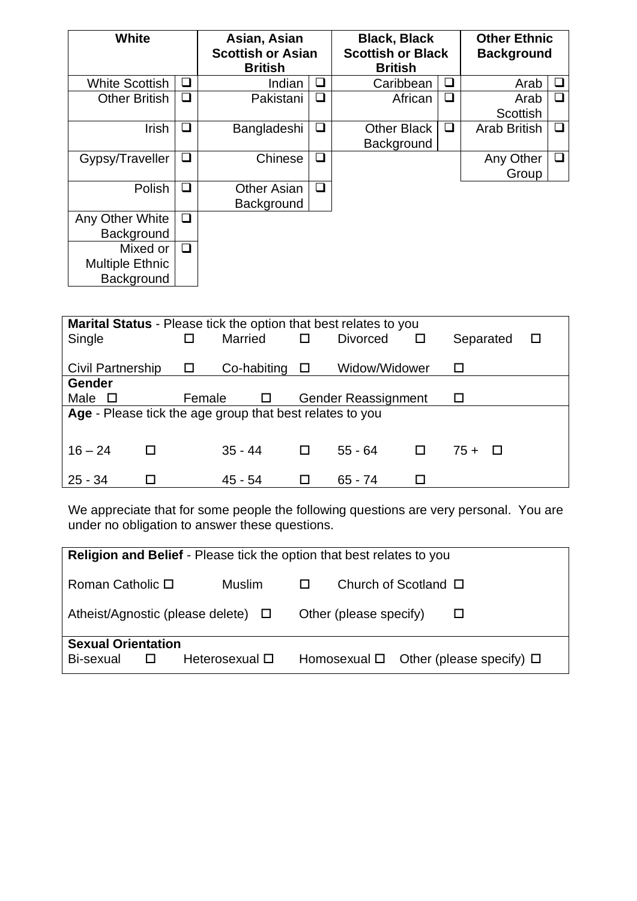| White | | Asian, Asian Scottish or Asian British | | Black, Black Scottish or Black British | | Other Ethnic Background | |
|---|---|---|---|---|---|---|---|
| White Scottish | ❑ | Indian | ❑ | Caribbean | ❑ | Arab | ❑ |
| Other British | ❑ | Pakistani | ❑ | African | ❑ | Arab Scottish | ❑ |
| Irish | ❑ | Bangladeshi | ❑ | Other Black Background | ❑ | Arab British | ❑ |
| Gypsy/Traveller | ❑ | Chinese | ❑ | | | Any Other Group | ❑ |
| Polish | ❑ | Other Asian Background | ❑ | | | | |
| Any Other White Background | ❑ | | | | | | |
| Mixed or Multiple Ethnic Background | ❑ | | | | | | |

| | | | | | | | |
|---|---|---|---|---|---|---|---|
| **Marital Status** - Please tick the option that best relates to you | | | | | | | |
| Single | ☐ | Married | ☐ | Divorced | ☐ | Separated | ☐ |
| Civil Partnership | ☐ | Co-habiting | ☐ | Widow/Widower | ☐ | | |
| **Gender** | | | | | | | |
| Male ☐ | | Female | ☐ | Gender Reassignment | ☐ | | |
| **Age** - Please tick the age group that best relates to you | | | | | | | |
| 16 – 24 | ☐ | 35 - 44 | ☐ | 55 - 64 | ☐ | 75 + ☐ | |
| 25 - 34 | ☐ | 45 - 54 | ☐ | 65 - 74 | ☐ | | |

We appreciate that for some people the following questions are very personal. You are under no obligation to answer these questions.

| | | | |
|---|---|---|---|
| **Religion and Belief** - Please tick the option that best relates to you | | | |
| Roman Catholic ☐ | Muslim ☐ | Church of Scotland ☐ | |
| Atheist/Agnostic (please delete) ☐ | | Other (please specify) ☐ | |
| **Sexual Orientation** | | | |
| Bi-sexual ☐ | Heterosexual ☐ | Homosexual ☐ | Other (please specify) ☐ |